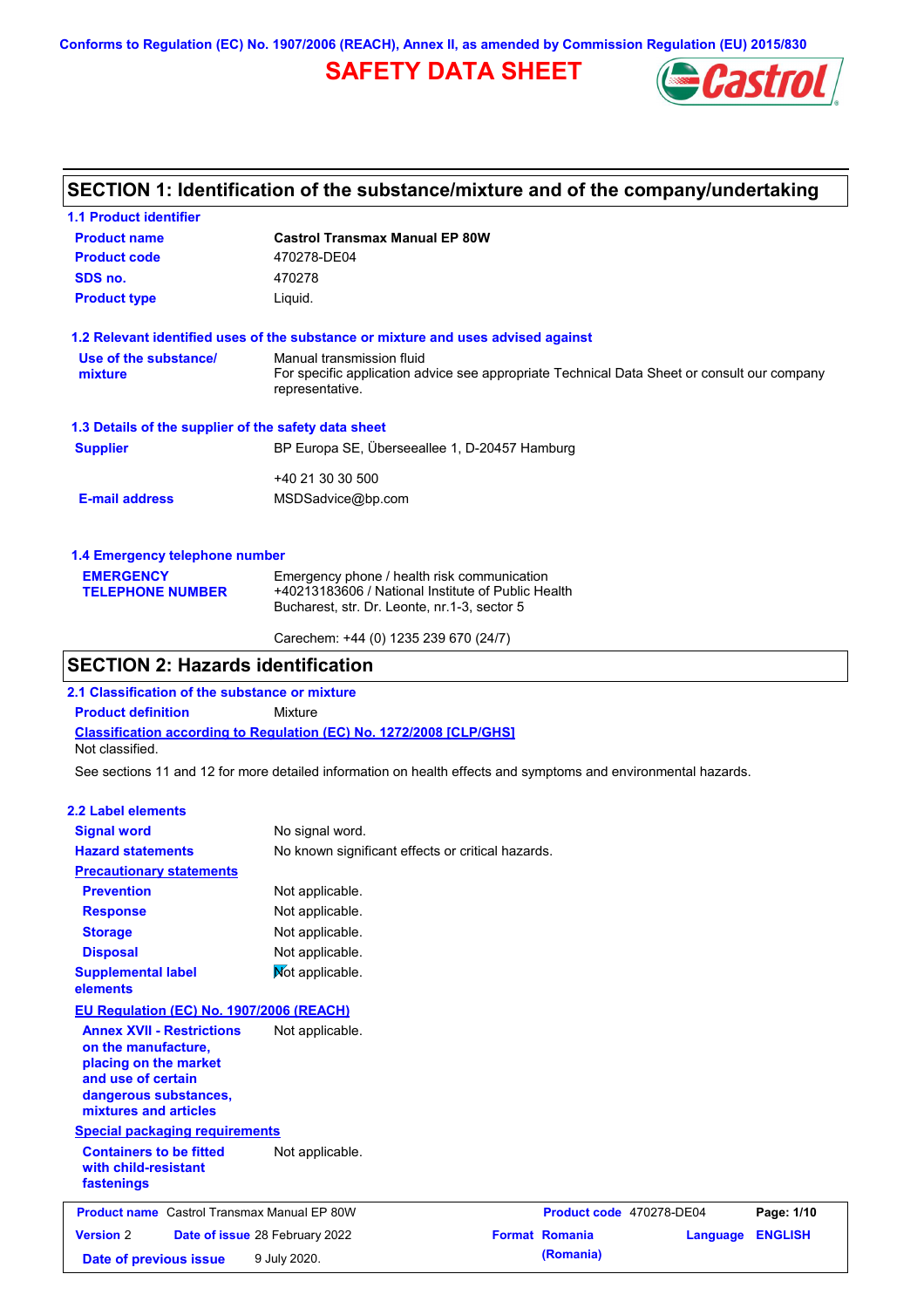Conforms to Regulation (EC) No. 1907/2006 (REACH), Annex II, as amended by Commission Regulation (EU) 2015/830

# SAFETY DATA SHEET

## SECTION 1: Identification of the substance/mixture and of the company/undertaking

### 1.1 Product identifier

| | |
|---|---|
| **Product name** | **Castrol Transmax Manual EP 80W** |
| **Product code** | 470278-DE04 |
| **SDS no.** | 470278 |
| **Product type** | Liquid. |

### 1.2 Relevant identified uses of the substance or mixture and uses advised against

| | |
|---|---|
| **Use of the substance/ mixture** | Manual transmission fluid<br>For specific application advice see appropriate Technical Data Sheet or consult our company representative. |

### 1.3 Details of the supplier of the safety data sheet

| | |
|---|---|
| **Supplier** | BP Europa SE, Überseeallee 1, D-20457 Hamburg<br><br>+40 21 30 30 500 |
| **E-mail address** | MSDSadvice@bp.com |

### 1.4 Emergency telephone number

| | |
|---|---|
| **EMERGENCY TELEPHONE NUMBER** | Emergency phone / health risk communication<br>+40213183606 / National Institute of Public Health<br>Bucharest, str. Dr. Leonte, nr.1-3, sector 5<br><br>Carechem: +44 (0) 1235 239 670 (24/7) |

## SECTION 2: Hazards identification

### 2.1 Classification of the substance or mixture

**Product definition** Mixture

**Classification according to Regulation (EC) No. 1272/2008 [CLP/GHS]**

Not classified.

See sections 11 and 12 for more detailed information on health effects and symptoms and environmental hazards.

### 2.2 Label elements

| | |
|---|---|
| **Signal word** | No signal word. |
| **Hazard statements** | No known significant effects or critical hazards. |
| **Precautionary statements** | |
| **Prevention** | Not applicable. |
| **Response** | Not applicable. |
| **Storage** | Not applicable. |
| **Disposal** | Not applicable. |
| **Supplemental label elements** | Not applicable. |
| **EU Regulation (EC) No. 1907/2006 (REACH)** | |
| **Annex XVII - Restrictions on the manufacture, placing on the market and use of certain dangerous substances, mixtures and articles** | Not applicable. |
| **Special packaging requirements** | |
| **Containers to be fitted with child-resistant fastenings** | Not applicable. |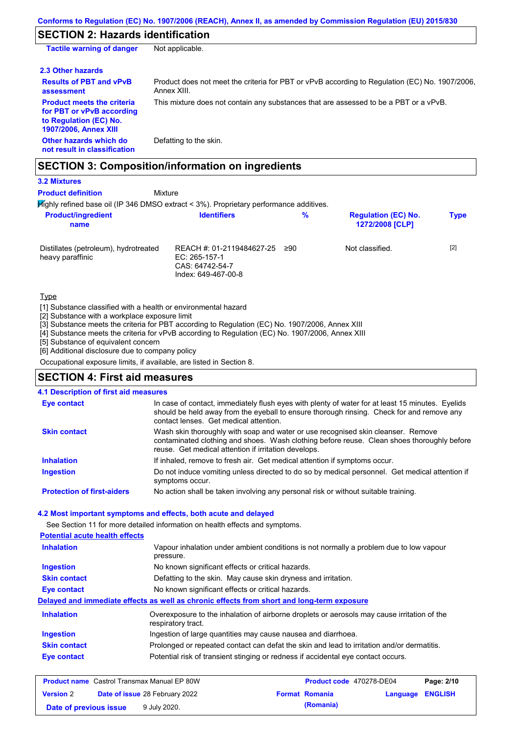## SECTION 2: Hazards identification

| | |
|---|---|
| **Tactile warning of danger** | Not applicable. |

### 2.3 Other hazards

| | |
|---|---|
| **Results of PBT and vPvB assessment** | Product does not meet the criteria for PBT or vPvB according to Regulation (EC) No. 1907/2006, Annex XIII. |
| **Product meets the criteria for PBT or vPvB according to Regulation (EC) No. 1907/2006, Annex XIII** | This mixture does not contain any substances that are assessed to be a PBT or a vPvB. |
| **Other hazards which do not result in classification** | Defatting to the skin. |

## SECTION 3: Composition/information on ingredients

### 3.2 Mixtures

**Product definition** Mixture

Highly refined base oil (IP 346 DMSO extract < 3%). Proprietary performance additives.

| Product/ingredient name | Identifiers | % | Regulation (EC) No. 1272/2008 [CLP] | Type |
|---|---|---|---|---|
| Distillates (petroleum), hydrotreated heavy paraffinic | REACH #: 01-2119484627-25<br>EC: 265-157-1<br>CAS: 64742-54-7<br>Index: 649-467-00-8 | ≥90 | Not classified. | [2] |

Type

[1] Substance classified with a health or environmental hazard
[2] Substance with a workplace exposure limit
[3] Substance meets the criteria for PBT according to Regulation (EC) No. 1907/2006, Annex XIII
[4] Substance meets the criteria for vPvB according to Regulation (EC) No. 1907/2006, Annex XIII
[5] Substance of equivalent concern
[6] Additional disclosure due to company policy

Occupational exposure limits, if available, are listed in Section 8.

## SECTION 4: First aid measures

### 4.1 Description of first aid measures

| | |
|---|---|
| **Eye contact** | In case of contact, immediately flush eyes with plenty of water for at least 15 minutes. Eyelids should be held away from the eyeball to ensure thorough rinsing. Check for and remove any contact lenses. Get medical attention. |
| **Skin contact** | Wash skin thoroughly with soap and water or use recognised skin cleanser. Remove contaminated clothing and shoes. Wash clothing before reuse. Clean shoes thoroughly before reuse. Get medical attention if irritation develops. |
| **Inhalation** | If inhaled, remove to fresh air. Get medical attention if symptoms occur. |
| **Ingestion** | Do not induce vomiting unless directed to do so by medical personnel. Get medical attention if symptoms occur. |
| **Protection of first-aiders** | No action shall be taken involving any personal risk or without suitable training. |

### 4.2 Most important symptoms and effects, both acute and delayed

See Section 11 for more detailed information on health effects and symptoms.

**Potential acute health effects**

| | |
|---|---|
| **Inhalation** | Vapour inhalation under ambient conditions is not normally a problem due to low vapour pressure. |
| **Ingestion** | No known significant effects or critical hazards. |
| **Skin contact** | Defatting to the skin. May cause skin dryness and irritation. |
| **Eye contact** | No known significant effects or critical hazards. |

**Delayed and immediate effects as well as chronic effects from short and long-term exposure**

| | |
|---|---|
| **Inhalation** | Overexposure to the inhalation of airborne droplets or aerosols may cause irritation of the respiratory tract. |
| **Ingestion** | Ingestion of large quantities may cause nausea and diarrhoea. |
| **Skin contact** | Prolonged or repeated contact can defat the skin and lead to irritation and/or dermatitis. |
| **Eye contact** | Potential risk of transient stinging or redness if accidental eye contact occurs. |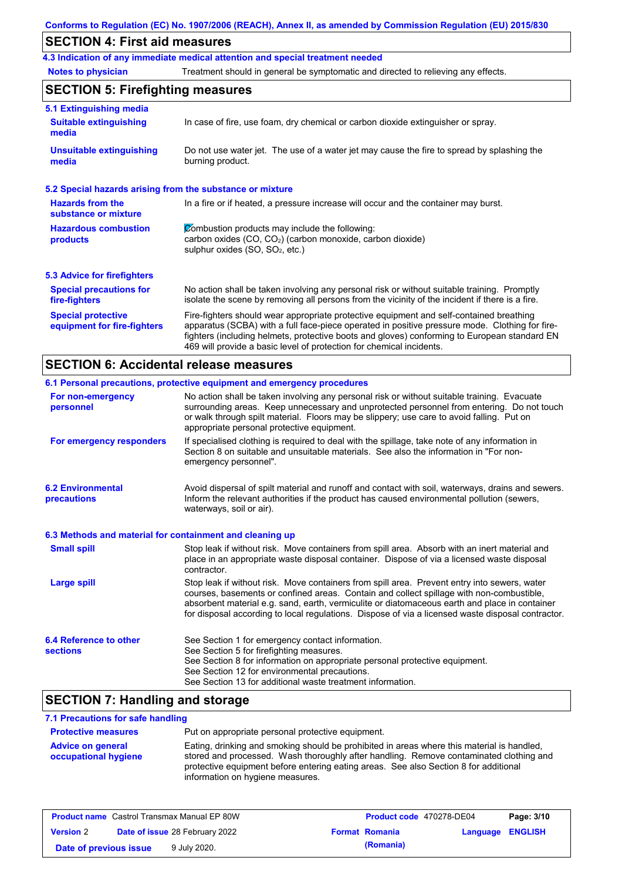## SECTION 4: First aid measures

### 4.3 Indication of any immediate medical attention and special treatment needed

**Notes to physician** Treatment should in general be symptomatic and directed to relieving any effects.

## SECTION 5: Firefighting measures

### 5.1 Extinguishing media

**Suitable extinguishing media** In case of fire, use foam, dry chemical or carbon dioxide extinguisher or spray.

**Unsuitable extinguishing media** Do not use water jet. The use of a water jet may cause the fire to spread by splashing the burning product.

### 5.2 Special hazards arising from the substance or mixture

**Hazards from the substance or mixture** In a fire or if heated, a pressure increase will occur and the container may burst.

**Hazardous combustion products** Combustion products may include the following:
carbon oxides (CO, $CO_2$) (carbon monoxide, carbon dioxide)
sulphur oxides (SO, $SO_2$, etc.)

### 5.3 Advice for firefighters

**Special precautions for fire-fighters** No action shall be taken involving any personal risk or without suitable training. Promptly isolate the scene by removing all persons from the vicinity of the incident if there is a fire.

**Special protective equipment for fire-fighters** Fire-fighters should wear appropriate protective equipment and self-contained breathing apparatus (SCBA) with a full face-piece operated in positive pressure mode. Clothing for fire-fighters (including helmets, protective boots and gloves) conforming to European standard EN 469 will provide a basic level of protection for chemical incidents.

## SECTION 6: Accidental release measures

### 6.1 Personal precautions, protective equipment and emergency procedures

**For non-emergency personnel** No action shall be taken involving any personal risk or without suitable training. Evacuate surrounding areas. Keep unnecessary and unprotected personnel from entering. Do not touch or walk through spilt material. Floors may be slippery; use care to avoid falling. Put on appropriate personal protective equipment.

**For emergency responders** If specialised clothing is required to deal with the spillage, take note of any information in Section 8 on suitable and unsuitable materials. See also the information in "For non-emergency personnel".

### 6.2 Environmental precautions

Avoid dispersal of spilt material and runoff and contact with soil, waterways, drains and sewers. Inform the relevant authorities if the product has caused environmental pollution (sewers, waterways, soil or air).

### 6.3 Methods and material for containment and cleaning up

**Small spill** Stop leak if without risk. Move containers from spill area. Absorb with an inert material and place in an appropriate waste disposal container. Dispose of via a licensed waste disposal contractor.

**Large spill** Stop leak if without risk. Move containers from spill area. Prevent entry into sewers, water courses, basements or confined areas. Contain and collect spillage with non-combustible, absorbent material e.g. sand, earth, vermiculite or diatomaceous earth and place in container for disposal according to local regulations. Dispose of via a licensed waste disposal contractor.

### 6.4 Reference to other sections

See Section 1 for emergency contact information.
See Section 5 for firefighting measures.
See Section 8 for information on appropriate personal protective equipment.
See Section 12 for environmental precautions.
See Section 13 for additional waste treatment information.

## SECTION 7: Handling and storage

### 7.1 Precautions for safe handling

**Protective measures** Put on appropriate personal protective equipment.

**Advice on general occupational hygiene** Eating, drinking and smoking should be prohibited in areas where this material is handled, stored and processed. Wash thoroughly after handling. Remove contaminated clothing and protective equipment before entering eating areas. See also Section 8 for additional information on hygiene measures.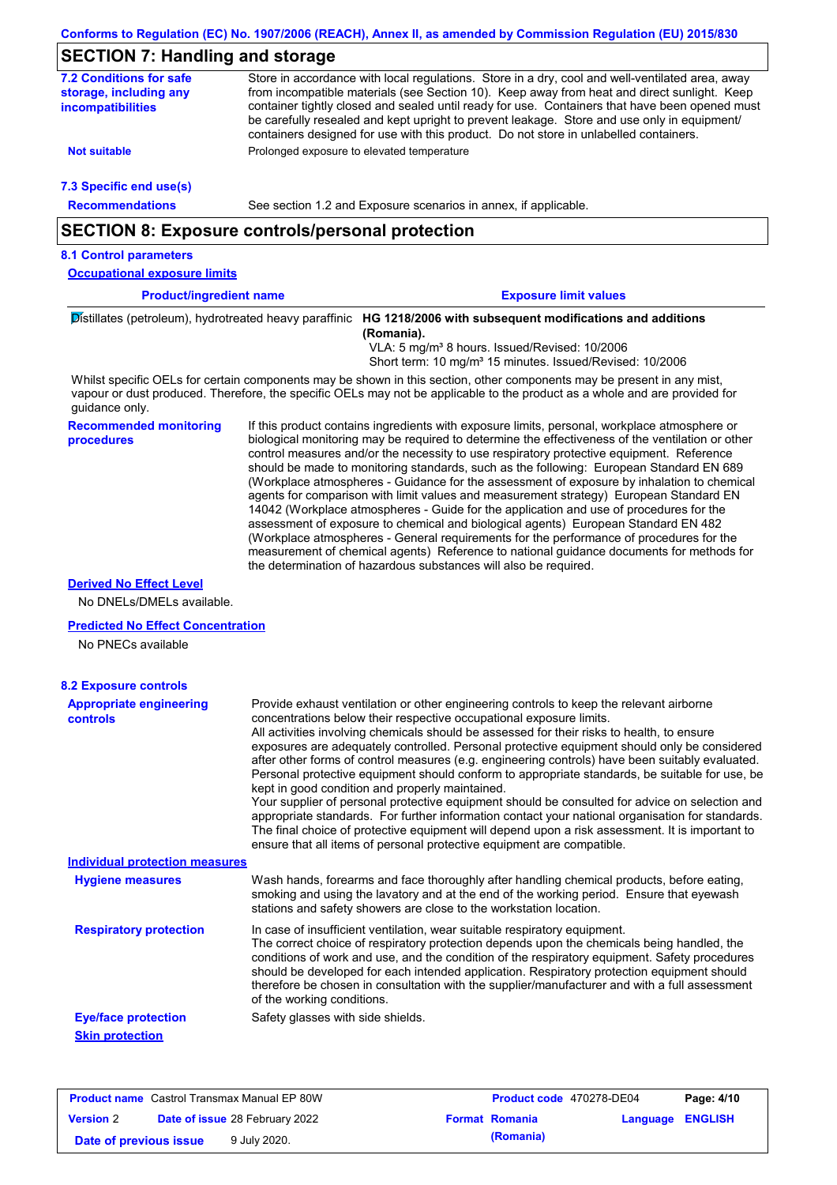## SECTION 7: Handling and storage

**7.2 Conditions for safe storage, including any incompatibilities**

Store in accordance with local regulations. Store in a dry, cool and well-ventilated area, away from incompatible materials (see Section 10). Keep away from heat and direct sunlight. Keep container tightly closed and sealed until ready for use. Containers that have been opened must be carefully resealed and kept upright to prevent leakage. Store and use only in equipment/ containers designed for use with this product. Do not store in unlabelled containers.

**Not suitable**

Prolonged exposure to elevated temperature

**7.3 Specific end use(s)**

**Recommendations**

See section 1.2 and Exposure scenarios in annex, if applicable.

## SECTION 8: Exposure controls/personal protection

**8.1 Control parameters**

**Occupational exposure limits**

| Product/ingredient name | Exposure limit values |
|---|---|
| Distillates (petroleum), hydrotreated heavy paraffinic | **HG 1218/2006 with subsequent modifications and additions (Romania).**<br>VLA: 5 mg/m³ 8 hours. Issued/Revised: 10/2006<br>Short term: 10 mg/m³ 15 minutes. Issued/Revised: 10/2006 |

Whilst specific OELs for certain components may be shown in this section, other components may be present in any mist, vapour or dust produced. Therefore, the specific OELs may not be applicable to the product as a whole and are provided for guidance only.

**Recommended monitoring procedures**

If this product contains ingredients with exposure limits, personal, workplace atmosphere or biological monitoring may be required to determine the effectiveness of the ventilation or other control measures and/or the necessity to use respiratory protective equipment. Reference should be made to monitoring standards, such as the following: European Standard EN 689 (Workplace atmospheres - Guidance for the assessment of exposure by inhalation to chemical agents for comparison with limit values and measurement strategy) European Standard EN 14042 (Workplace atmospheres - Guide for the application and use of procedures for the assessment of exposure to chemical and biological agents) European Standard EN 482 (Workplace atmospheres - General requirements for the performance of procedures for the measurement of chemical agents) Reference to national guidance documents for methods for the determination of hazardous substances will also be required.

**Derived No Effect Level**

No DNELs/DMELs available.

**Predicted No Effect Concentration**

No PNECs available

**8.2 Exposure controls**

**Appropriate engineering controls**

Provide exhaust ventilation or other engineering controls to keep the relevant airborne concentrations below their respective occupational exposure limits.
All activities involving chemicals should be assessed for their risks to health, to ensure exposures are adequately controlled. Personal protective equipment should only be considered after other forms of control measures (e.g. engineering controls) have been suitably evaluated. Personal protective equipment should conform to appropriate standards, be suitable for use, be kept in good condition and properly maintained.
Your supplier of personal protective equipment should be consulted for advice on selection and appropriate standards. For further information contact your national organisation for standards.
The final choice of protective equipment will depend upon a risk assessment. It is important to ensure that all items of personal protective equipment are compatible.

**Individual protection measures**

**Hygiene measures**

Wash hands, forearms and face thoroughly after handling chemical products, before eating, smoking and using the lavatory and at the end of the working period. Ensure that eyewash stations and safety showers are close to the workstation location.

**Respiratory protection**

In case of insufficient ventilation, wear suitable respiratory equipment.
The correct choice of respiratory protection depends upon the chemicals being handled, the conditions of work and use, and the condition of the respiratory equipment. Safety procedures should be developed for each intended application. Respiratory protection equipment should therefore be chosen in consultation with the supplier/manufacturer and with a full assessment of the working conditions.

**Eye/face protection**

Safety glasses with side shields.

**Skin protection**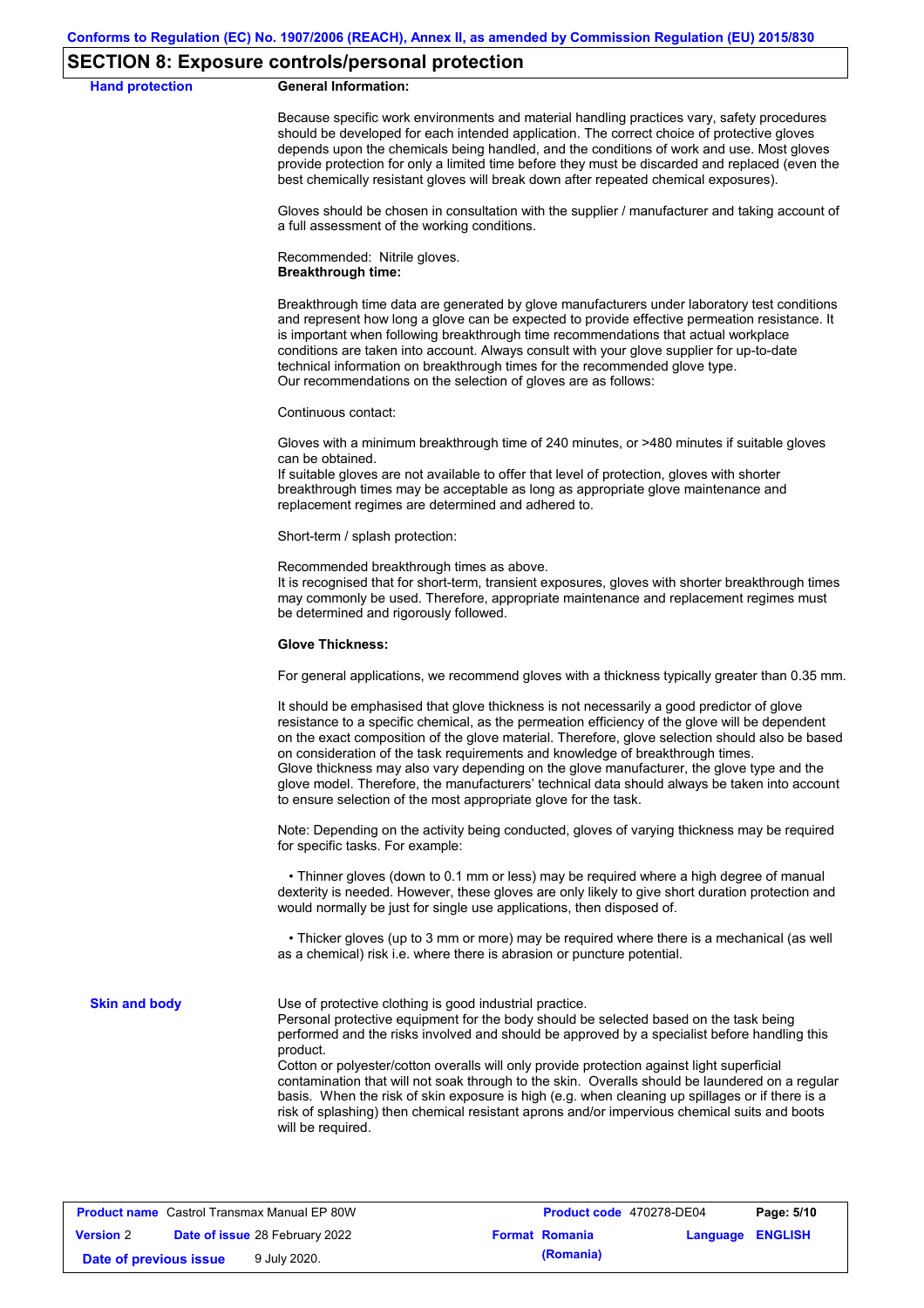## SECTION 8: Exposure controls/personal protection

**Hand protection**

**General Information:**

Because specific work environments and material handling practices vary, safety procedures should be developed for each intended application. The correct choice of protective gloves depends upon the chemicals being handled, and the conditions of work and use. Most gloves provide protection for only a limited time before they must be discarded and replaced (even the best chemically resistant gloves will break down after repeated chemical exposures).

Gloves should be chosen in consultation with the supplier / manufacturer and taking account of a full assessment of the working conditions.

Recommended: Nitrile gloves.

**Breakthrough time:**

Breakthrough time data are generated by glove manufacturers under laboratory test conditions and represent how long a glove can be expected to provide effective permeation resistance. It is important when following breakthrough time recommendations that actual workplace conditions are taken into account. Always consult with your glove supplier for up-to-date technical information on breakthrough times for the recommended glove type.
Our recommendations on the selection of gloves are as follows:

Continuous contact:

Gloves with a minimum breakthrough time of 240 minutes, or >480 minutes if suitable gloves can be obtained.
If suitable gloves are not available to offer that level of protection, gloves with shorter breakthrough times may be acceptable as long as appropriate glove maintenance and replacement regimes are determined and adhered to.

Short-term / splash protection:

Recommended breakthrough times as above.
It is recognised that for short-term, transient exposures, gloves with shorter breakthrough times may commonly be used. Therefore, appropriate maintenance and replacement regimes must be determined and rigorously followed.

**Glove Thickness:**

For general applications, we recommend gloves with a thickness typically greater than 0.35 mm.

It should be emphasised that glove thickness is not necessarily a good predictor of glove resistance to a specific chemical, as the permeation efficiency of the glove will be dependent on the exact composition of the glove material. Therefore, glove selection should also be based on consideration of the task requirements and knowledge of breakthrough times.
Glove thickness may also vary depending on the glove manufacturer, the glove type and the glove model. Therefore, the manufacturers' technical data should always be taken into account to ensure selection of the most appropriate glove for the task.

Note: Depending on the activity being conducted, gloves of varying thickness may be required for specific tasks. For example:

• Thinner gloves (down to 0.1 mm or less) may be required where a high degree of manual dexterity is needed. However, these gloves are only likely to give short duration protection and would normally be just for single use applications, then disposed of.

• Thicker gloves (up to 3 mm or more) may be required where there is a mechanical (as well as a chemical) risk i.e. where there is abrasion or puncture potential.

**Skin and body**

Use of protective clothing is good industrial practice.
Personal protective equipment for the body should be selected based on the task being performed and the risks involved and should be approved by a specialist before handling this product.
Cotton or polyester/cotton overalls will only provide protection against light superficial contamination that will not soak through to the skin. Overalls should be laundered on a regular basis. When the risk of skin exposure is high (e.g. when cleaning up spillages or if there is a risk of splashing) then chemical resistant aprons and/or impervious chemical suits and boots will be required.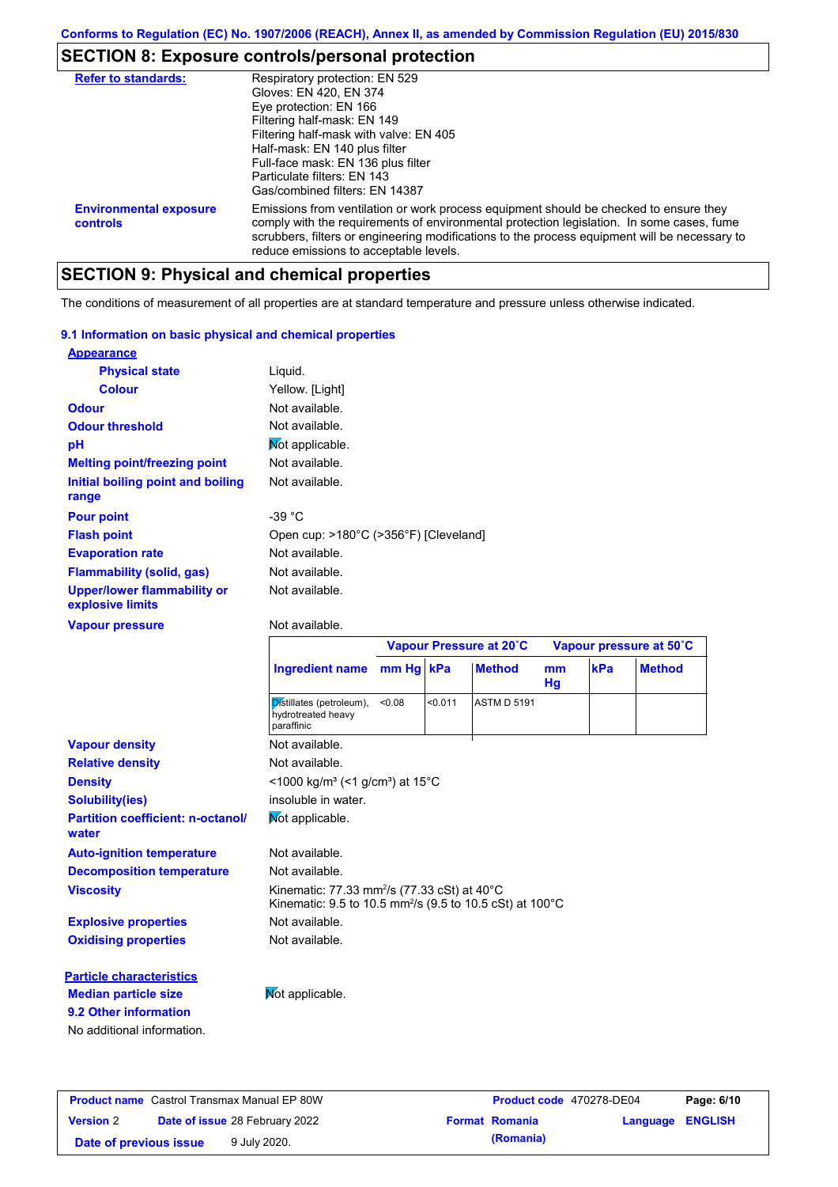Conforms to Regulation (EC) No. 1907/2006 (REACH), Annex II, as amended by Commission Regulation (EU) 2015/830

## SECTION 8: Exposure controls/personal protection

| | |
|---|---|
| **Refer to standards:** | Respiratory protection: EN 529<br>Gloves: EN 420, EN 374<br>Eye protection: EN 166<br>Filtering half-mask: EN 149<br>Filtering half-mask with valve: EN 405<br>Half-mask: EN 140 plus filter<br>Full-face mask: EN 136 plus filter<br>Particulate filters: EN 143<br>Gas/combined filters: EN 14387 |
| **Environmental exposure controls** | Emissions from ventilation or work process equipment should be checked to ensure they comply with the requirements of environmental protection legislation. In some cases, fume scrubbers, filters or engineering modifications to the process equipment will be necessary to reduce emissions to acceptable levels. |

## SECTION 9: Physical and chemical properties

The conditions of measurement of all properties are at standard temperature and pressure unless otherwise indicated.

### 9.1 Information on basic physical and chemical properties

**Appearance**

| | |
|---|---|
| **Physical state** | Liquid. |
| **Colour** | Yellow. [Light] |
| **Odour** | Not available. |
| **Odour threshold** | Not available. |
| **pH** | Not applicable. |
| **Melting point/freezing point** | Not available. |
| **Initial boiling point and boiling range** | Not available. |
| **Pour point** | -39 °C |
| **Flash point** | Open cup: >180°C (>356°F) [Cleveland] |
| **Evaporation rate** | Not available. |
| **Flammability (solid, gas)** | Not available. |
| **Upper/lower flammability or explosive limits** | Not available. |
| **Vapour pressure** | Not available. |

| | Vapour Pressure at 20˚C | | | Vapour pressure at 50˚C | | |
|---|---|---|---|---|---|---|
| **Ingredient name** | **mm Hg** | **kPa** | **Method** | **mm Hg** | **kPa** | **Method** |
| Distillates (petroleum), hydrotreated heavy paraffinic | <0.08 | <0.011 | ASTM D 5191 | | | |

| | |
|---|---|
| **Vapour density** | Not available. |
| **Relative density** | Not available. |
| **Density** | <1000 kg/m³ (<1 g/cm³) at 15°C |
| **Solubility(ies)** | insoluble in water. |
| **Partition coefficient: n-octanol/water** | Not applicable. |
| **Auto-ignition temperature** | Not available. |
| **Decomposition temperature** | Not available. |
| **Viscosity** | Kinematic: 77.33 mm²/s (77.33 cSt) at 40°C<br>Kinematic: 9.5 to 10.5 mm²/s (9.5 to 10.5 cSt) at 100°C |
| **Explosive properties** | Not available. |
| **Oxidising properties** | Not available. |

**Particle characteristics**

| | |
|---|---|
| **Median particle size** | Not applicable. |

### 9.2 Other information

No additional information.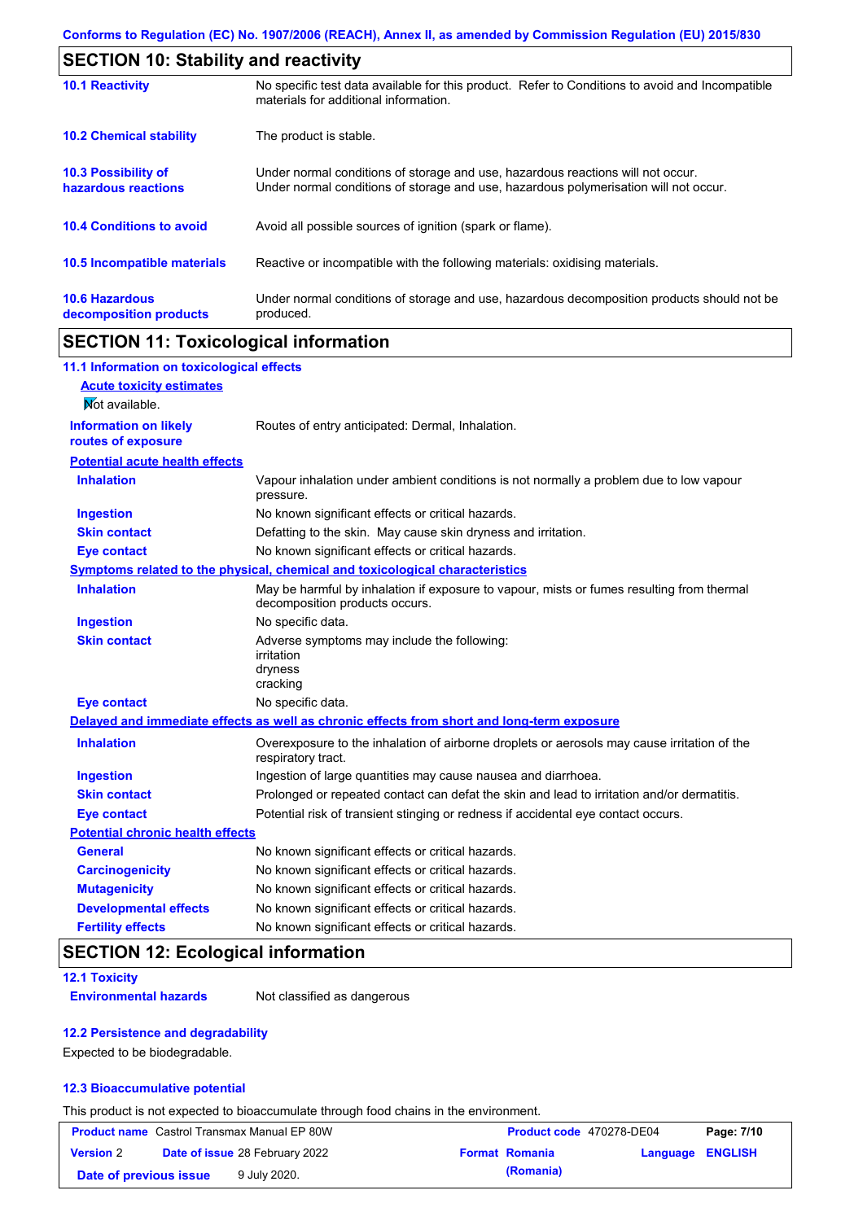## SECTION 10: Stability and reactivity

| | |
|---|---|
| **10.1 Reactivity** | No specific test data available for this product. Refer to Conditions to avoid and Incompatible materials for additional information. |
| **10.2 Chemical stability** | The product is stable. |
| **10.3 Possibility of hazardous reactions** | Under normal conditions of storage and use, hazardous reactions will not occur. Under normal conditions of storage and use, hazardous polymerisation will not occur. |
| **10.4 Conditions to avoid** | Avoid all possible sources of ignition (spark or flame). |
| **10.5 Incompatible materials** | Reactive or incompatible with the following materials: oxidising materials. |
| **10.6 Hazardous decomposition products** | Under normal conditions of storage and use, hazardous decomposition products should not be produced. |

## SECTION 11: Toxicological information

### 11.1 Information on toxicological effects

**Acute toxicity estimates**

Not available.

| | |
|---|---|
| **Information on likely routes of exposure** | Routes of entry anticipated: Dermal, Inhalation. |

**Potential acute health effects**

| | |
|---|---|
| **Inhalation** | Vapour inhalation under ambient conditions is not normally a problem due to low vapour pressure. |
| **Ingestion** | No known significant effects or critical hazards. |
| **Skin contact** | Defatting to the skin. May cause skin dryness and irritation. |
| **Eye contact** | No known significant effects or critical hazards. |

**Symptoms related to the physical, chemical and toxicological characteristics**

| | |
|---|---|
| **Inhalation** | May be harmful by inhalation if exposure to vapour, mists or fumes resulting from thermal decomposition products occurs. |
| **Ingestion** | No specific data. |
| **Skin contact** | Adverse symptoms may include the following: irritation dryness cracking |
| **Eye contact** | No specific data. |

**Delayed and immediate effects as well as chronic effects from short and long-term exposure**

| | |
|---|---|
| **Inhalation** | Overexposure to the inhalation of airborne droplets or aerosols may cause irritation of the respiratory tract. |
| **Ingestion** | Ingestion of large quantities may cause nausea and diarrhoea. |
| **Skin contact** | Prolonged or repeated contact can defat the skin and lead to irritation and/or dermatitis. |
| **Eye contact** | Potential risk of transient stinging or redness if accidental eye contact occurs. |

**Potential chronic health effects**

| | |
|---|---|
| **General** | No known significant effects or critical hazards. |
| **Carcinogenicity** | No known significant effects or critical hazards. |
| **Mutagenicity** | No known significant effects or critical hazards. |
| **Developmental effects** | No known significant effects or critical hazards. |
| **Fertility effects** | No known significant effects or critical hazards. |

## SECTION 12: Ecological information

### 12.1 Toxicity

| | |
|---|---|
| **Environmental hazards** | Not classified as dangerous |

### 12.2 Persistence and degradability

Expected to be biodegradable.

### 12.3 Bioaccumulative potential

This product is not expected to bioaccumulate through food chains in the environment.

| | | | |
|---|---|---|---|
| **Product name** Castrol Transmax Manual EP 80W | | **Product code** 470278-DE04 | |
| **Version** 2 | **Date of issue** 28 February 2022 | **Format** Romania (Romania) | **Language** ENGLISH |
| **Date of previous issue** 9 July 2020. | | | |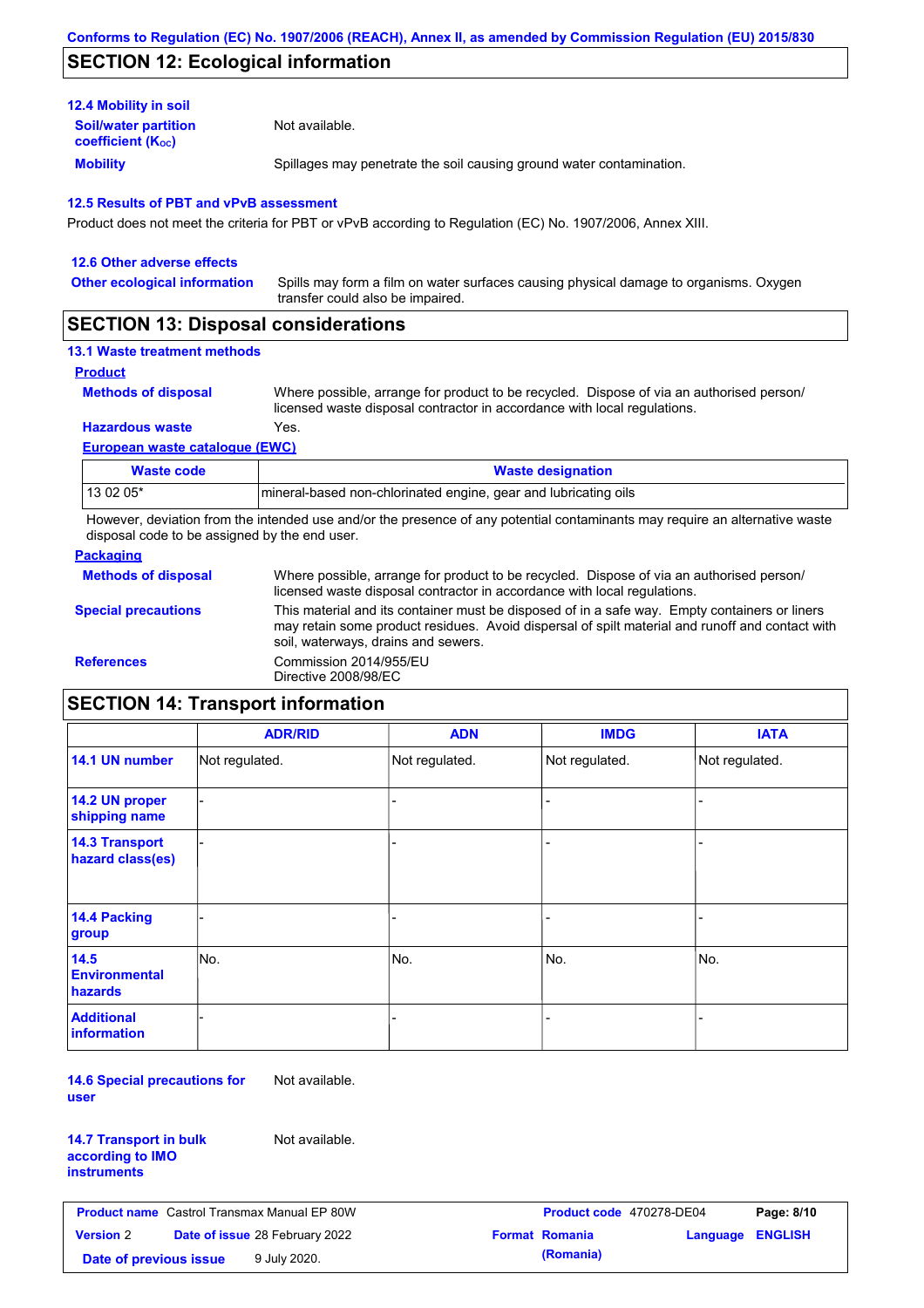## SECTION 12: Ecological information

### 12.4 Mobility in soil

**Soil/water partition coefficient ($K_{OC}$)**: Not available.

**Mobility**: Spillages may penetrate the soil causing ground water contamination.

### 12.5 Results of PBT and vPvB assessment

Product does not meet the criteria for PBT or vPvB according to Regulation (EC) No. 1907/2006, Annex XIII.

### 12.6 Other adverse effects

**Other ecological information**: Spills may form a film on water surfaces causing physical damage to organisms. Oxygen transfer could also be impaired.

## SECTION 13: Disposal considerations

### 13.1 Waste treatment methods

**Product**

**Methods of disposal**: Where possible, arrange for product to be recycled. Dispose of via an authorised person/ licensed waste disposal contractor in accordance with local regulations.

**Hazardous waste**: Yes.

**European waste catalogue (EWC)**

| Waste code | Waste designation |
|---|---|
| 13 02 05* | mineral-based non-chlorinated engine, gear and lubricating oils |

However, deviation from the intended use and/or the presence of any potential contaminants may require an alternative waste disposal code to be assigned by the end user.

**Packaging**

**Methods of disposal**: Where possible, arrange for product to be recycled. Dispose of via an authorised person/ licensed waste disposal contractor in accordance with local regulations.

**Special precautions**: This material and its container must be disposed of in a safe way. Empty containers or liners may retain some product residues. Avoid dispersal of spilt material and runoff and contact with soil, waterways, drains and sewers.

**References**: Commission 2014/955/EU
Directive 2008/98/EC

## SECTION 14: Transport information

| | ADR/RID | ADN | IMDG | IATA |
|---|---|---|---|---|
| 14.1 UN number | Not regulated. | Not regulated. | Not regulated. | Not regulated. |
| 14.2 UN proper shipping name | - | - | - | - |
| 14.3 Transport hazard class(es) | - | - | - | - |
| 14.4 Packing group | - | - | - | - |
| 14.5 Environmental hazards | No. | No. | No. | No. |
| Additional information | - | - | - | - |

**14.6 Special precautions for user**: Not available.

**14.7 Transport in bulk according to IMO instruments**: Not available.

| Product name | Castrol Transmax Manual EP 80W | Product code | 470278-DE04 |
|---|---|---|---|
| Version | 2 | Date of issue | 28 February 2022 |
| Format | Romania (Romania) | Language | ENGLISH |
| Date of previous issue | 9 July 2020. | | |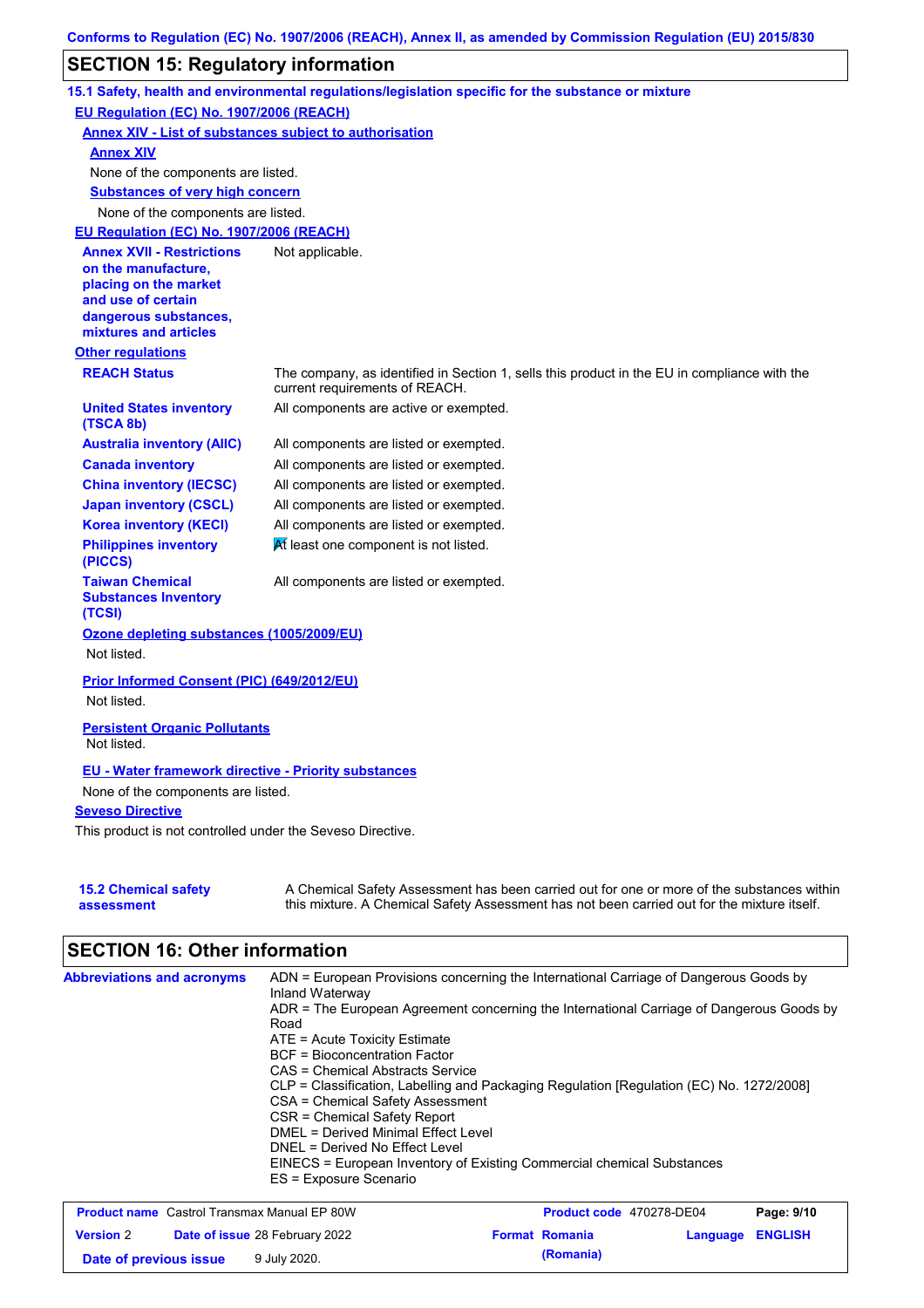## SECTION 15: Regulatory information

### 15.1 Safety, health and environmental regulations/legislation specific for the substance or mixture

**EU Regulation (EC) No. 1907/2006 (REACH)**

**Annex XIV - List of substances subject to authorisation**

**Annex XIV**

None of the components are listed.

**Substances of very high concern**

None of the components are listed.

**EU Regulation (EC) No. 1907/2006 (REACH)**

| | |
|---|---|
| **Annex XVII - Restrictions on the manufacture, placing on the market and use of certain dangerous substances, mixtures and articles** | Not applicable. |

**Other regulations**

| | |
|---|---|
| **REACH Status** | The company, as identified in Section 1, sells this product in the EU in compliance with the current requirements of REACH. |
| **United States inventory (TSCA 8b)** | All components are active or exempted. |
| **Australia inventory (AIIC)** | All components are listed or exempted. |
| **Canada inventory** | All components are listed or exempted. |
| **China inventory (IECSC)** | All components are listed or exempted. |
| **Japan inventory (CSCL)** | All components are listed or exempted. |
| **Korea inventory (KECI)** | All components are listed or exempted. |
| **Philippines inventory (PICCS)** | At least one component is not listed. |
| **Taiwan Chemical Substances Inventory (TCSI)** | All components are listed or exempted. |

**Ozone depleting substances (1005/2009/EU)**

Not listed.

**Prior Informed Consent (PIC) (649/2012/EU)**

Not listed.

**Persistent Organic Pollutants**

Not listed.

**EU - Water framework directive - Priority substances**

None of the components are listed.

**Seveso Directive**

This product is not controlled under the Seveso Directive.

| | |
|---|---|
| **15.2 Chemical safety assessment** | A Chemical Safety Assessment has been carried out for one or more of the substances within this mixture. A Chemical Safety Assessment has not been carried out for the mixture itself. |

## SECTION 16: Other information

**Abbreviations and acronyms**

ADN = European Provisions concerning the International Carriage of Dangerous Goods by Inland Waterway
ADR = The European Agreement concerning the International Carriage of Dangerous Goods by Road
ATE = Acute Toxicity Estimate
BCF = Bioconcentration Factor
CAS = Chemical Abstracts Service
CLP = Classification, Labelling and Packaging Regulation [Regulation (EC) No. 1272/2008]
CSA = Chemical Safety Assessment
CSR = Chemical Safety Report
DMEL = Derived Minimal Effect Level
DNEL = Derived No Effect Level
EINECS = European Inventory of Existing Commercial chemical Substances
ES = Exposure Scenario

| | | | |
|---|---|---|---|
| **Product name** Castrol Transmax Manual EP 80W | | **Product code** 470278-DE04 | |
| **Version** 2 | **Date of issue** 28 February 2022 | **Format** Romania (Romania) | **Language** ENGLISH |
| **Date of previous issue** | 9 July 2020. | | |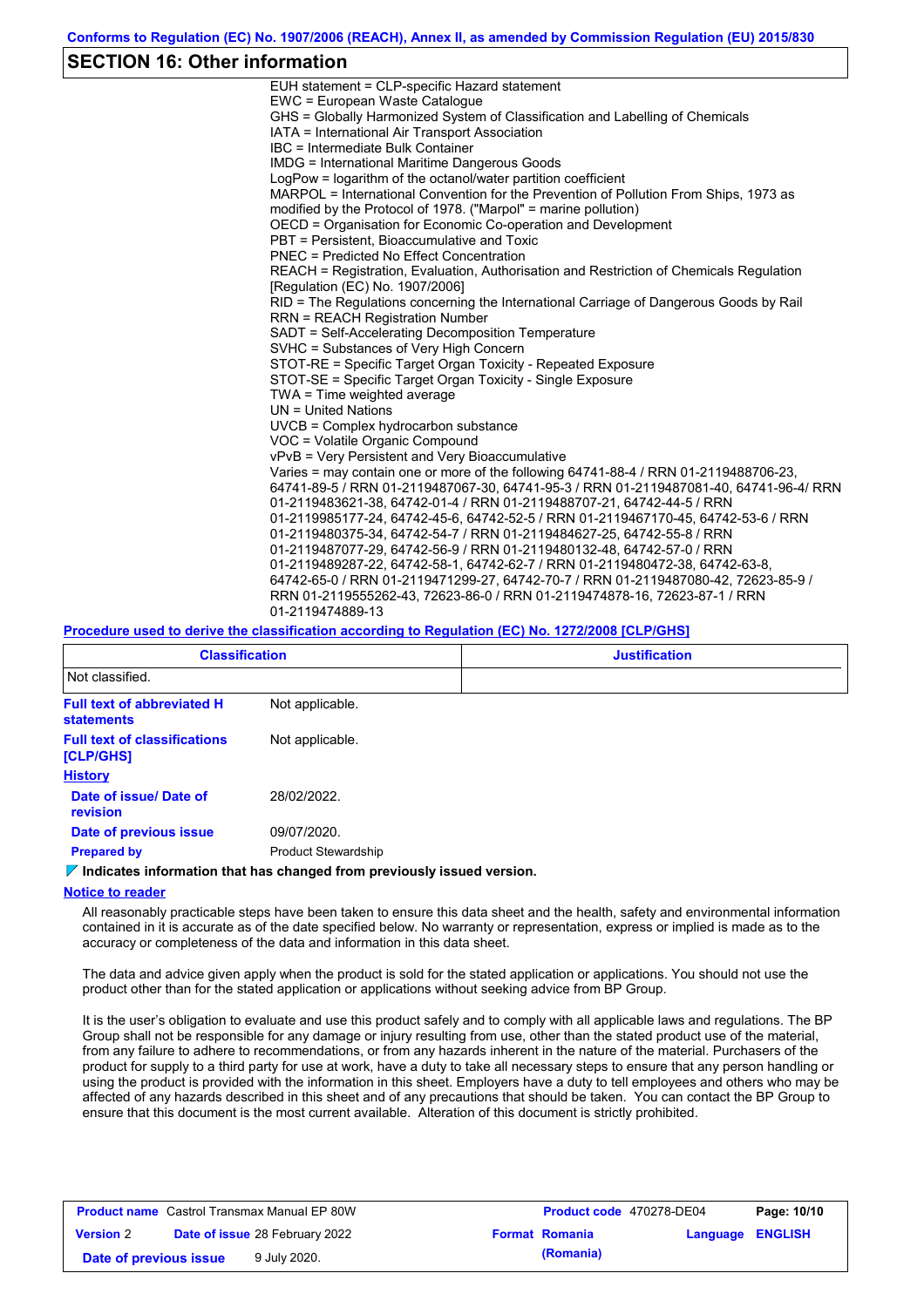## SECTION 16: Other information

EUH statement = CLP-specific Hazard statement
EWC = European Waste Catalogue
GHS = Globally Harmonized System of Classification and Labelling of Chemicals
IATA = International Air Transport Association
IBC = Intermediate Bulk Container
IMDG = International Maritime Dangerous Goods
LogPow = logarithm of the octanol/water partition coefficient
MARPOL = International Convention for the Prevention of Pollution From Ships, 1973 as modified by the Protocol of 1978. ("Marpol" = marine pollution)
OECD = Organisation for Economic Co-operation and Development
PBT = Persistent, Bioaccumulative and Toxic
PNEC = Predicted No Effect Concentration
REACH = Registration, Evaluation, Authorisation and Restriction of Chemicals Regulation [Regulation (EC) No. 1907/2006]
RID = The Regulations concerning the International Carriage of Dangerous Goods by Rail
RRN = REACH Registration Number
SADT = Self-Accelerating Decomposition Temperature
SVHC = Substances of Very High Concern
STOT-RE = Specific Target Organ Toxicity - Repeated Exposure
STOT-SE = Specific Target Organ Toxicity - Single Exposure
TWA = Time weighted average
UN = United Nations
UVCB = Complex hydrocarbon substance
VOC = Volatile Organic Compound
vPvB = Very Persistent and Very Bioaccumulative
Varies = may contain one or more of the following 64741-88-4 / RRN 01-2119488706-23, 64741-89-5 / RRN 01-2119487067-30, 64741-95-3 / RRN 01-2119487081-40, 64741-96-4/ RRN 01-2119483621-38, 64742-01-4 / RRN 01-2119488707-21, 64742-44-5 / RRN 01-2119985177-24, 64742-45-6, 64742-52-5 / RRN 01-2119467170-45, 64742-53-6 / RRN 01-2119480375-34, 64742-54-7 / RRN 01-2119484627-25, 64742-55-8 / RRN 01-2119487077-29, 64742-56-9 / RRN 01-2119480132-48, 64742-57-0 / RRN 01-2119489287-22, 64742-58-1, 64742-62-7 / RRN 01-2119480472-38, 64742-63-8, 64742-65-0 / RRN 01-2119471299-27, 64742-70-7 / RRN 01-2119487080-42, 72623-85-9 / RRN 01-2119555262-43, 72623-86-0 / RRN 01-2119474878-16, 72623-87-1 / RRN 01-2119474889-13

**Procedure used to derive the classification according to Regulation (EC) No. 1272/2008 [CLP/GHS]**

| Classification | Justification |
|---|---|
| Not classified. | |

**Full text of abbreviated H statements**: Not applicable.

**Full text of classifications [CLP/GHS]**: Not applicable.

**History**

**Date of issue/ Date of revision**: 28/02/2022.

**Date of previous issue**: 09/07/2020.

**Prepared by**: Product Stewardship

**Indicates information that has changed from previously issued version.**

**Notice to reader**

All reasonably practicable steps have been taken to ensure this data sheet and the health, safety and environmental information contained in it is accurate as of the date specified below. No warranty or representation, express or implied is made as to the accuracy or completeness of the data and information in this data sheet.

The data and advice given apply when the product is sold for the stated application or applications. You should not use the product other than for the stated application or applications without seeking advice from BP Group.

It is the user's obligation to evaluate and use this product safely and to comply with all applicable laws and regulations. The BP Group shall not be responsible for any damage or injury resulting from use, other than the stated product use of the material, from any failure to adhere to recommendations, or from any hazards inherent in the nature of the material. Purchasers of the product for supply to a third party for use at work, have a duty to take all necessary steps to ensure that any person handling or using the product is provided with the information in this sheet. Employers have a duty to tell employees and others who may be affected of any hazards described in this sheet and of any precautions that should be taken. You can contact the BP Group to ensure that this document is the most current available. Alteration of this document is strictly prohibited.